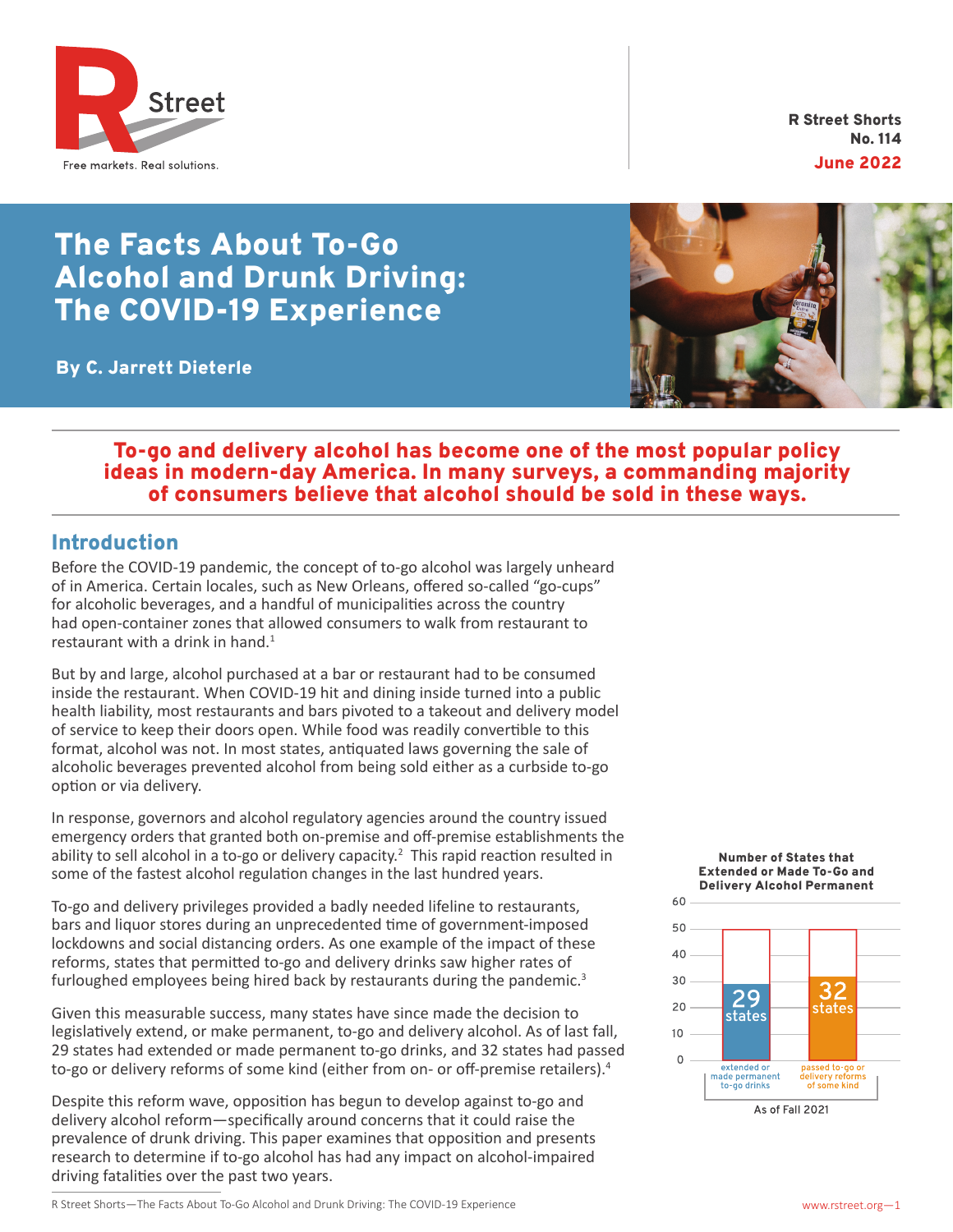R Street Shorts
No. 114
June 2022

# The Facts About To-Go Alcohol and Drunk Driving: The COVID-19 Experience

**By C. Jarrett Dieterle**

**To-go and delivery alcohol has become one of the most popular policy ideas in modern-day America. In many surveys, a commanding majority of consumers believe that alcohol should be sold in these ways.**

## Introduction

Before the COVID-19 pandemic, the concept of to-go alcohol was largely unheard of in America. Certain locales, such as New Orleans, offered so-called "go-cups" for alcoholic beverages, and a handful of municipalities across the country had open-container zones that allowed consumers to walk from restaurant to restaurant with a drink in hand.[1]

But by and large, alcohol purchased at a bar or restaurant had to be consumed inside the restaurant. When COVID-19 hit and dining inside turned into a public health liability, most restaurants and bars pivoted to a takeout and delivery model of service to keep their doors open. While food was readily convertible to this format, alcohol was not. In most states, antiquated laws governing the sale of alcoholic beverages prevented alcohol from being sold either as a curbside to-go option or via delivery.

In response, governors and alcohol regulatory agencies around the country issued emergency orders that granted both on-premise and off-premise establishments the ability to sell alcohol in a to-go or delivery capacity.[2] This rapid reaction resulted in some of the fastest alcohol regulation changes in the last hundred years.

To-go and delivery privileges provided a badly needed lifeline to restaurants, bars and liquor stores during an unprecedented time of government-imposed lockdowns and social distancing orders. As one example of the impact of these reforms, states that permitted to-go and delivery drinks saw higher rates of furloughed employees being hired back by restaurants during the pandemic.[3]

Given this measurable success, many states have since made the decision to legislatively extend, or make permanent, to-go and delivery alcohol. As of last fall, 29 states had extended or made permanent to-go drinks, and 32 states had passed to-go or delivery reforms of some kind (either from on- or off-premise retailers).[4]

Despite this reform wave, opposition has begun to develop against to-go and delivery alcohol reform—specifically around concerns that it could raise the prevalence of drunk driving. This paper examines that opposition and presents research to determine if to-go alcohol has had any impact on alcohol-impaired driving fatalities over the past two years.

**Number of States that Extended or Made To-Go and Delivery Alcohol Permanent**

| Category | Number of states |
|---|---|
| extended or made permanent to-go drinks | 29 states |
| passed to-go or delivery reforms of some kind | 32 states |

As of Fall 2021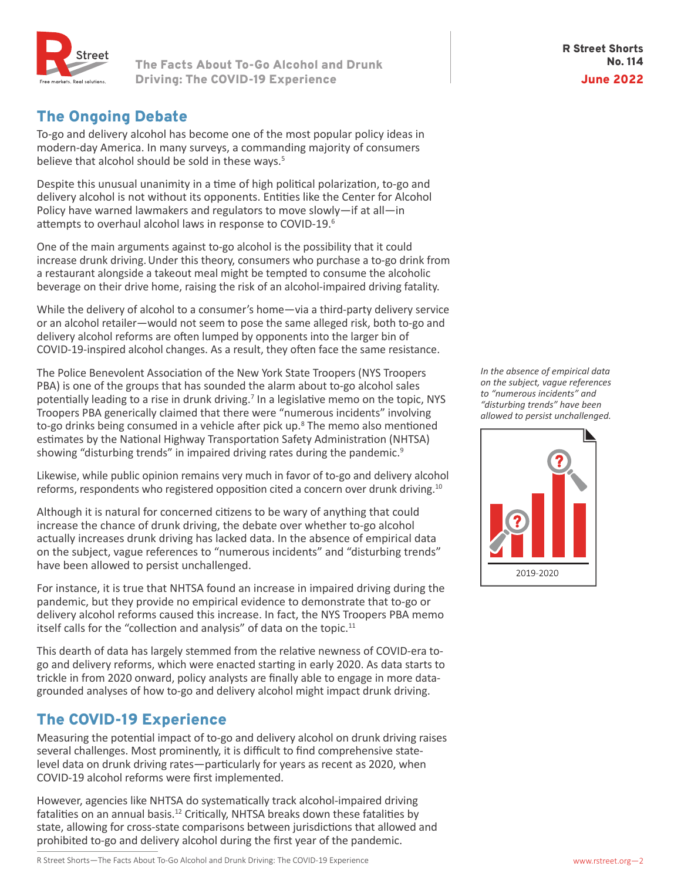## The Ongoing Debate

To-go and delivery alcohol has become one of the most popular policy ideas in modern-day America. In many surveys, a commanding majority of consumers believe that alcohol should be sold in these ways.[5]

Despite this unusual unanimity in a time of high political polarization, to-go and delivery alcohol is not without its opponents. Entities like the Center for Alcohol Policy have warned lawmakers and regulators to move slowly—if at all—in attempts to overhaul alcohol laws in response to COVID-19.[6]

One of the main arguments against to-go alcohol is the possibility that it could increase drunk driving. Under this theory, consumers who purchase a to-go drink from a restaurant alongside a takeout meal might be tempted to consume the alcoholic beverage on their drive home, raising the risk of an alcohol-impaired driving fatality.

While the delivery of alcohol to a consumer's home—via a third-party delivery service or an alcohol retailer—would not seem to pose the same alleged risk, both to-go and delivery alcohol reforms are often lumped by opponents into the larger bin of COVID-19-inspired alcohol changes. As a result, they often face the same resistance.

The Police Benevolent Association of the New York State Troopers (NYS Troopers PBA) is one of the groups that has sounded the alarm about to-go alcohol sales potentially leading to a rise in drunk driving.[7] In a legislative memo on the topic, NYS Troopers PBA generically claimed that there were "numerous incidents" involving to-go drinks being consumed in a vehicle after pick up.[8] The memo also mentioned estimates by the National Highway Transportation Safety Administration (NHTSA) showing "disturbing trends" in impaired driving rates during the pandemic.[9]

Likewise, while public opinion remains very much in favor of to-go and delivery alcohol reforms, respondents who registered opposition cited a concern over drunk driving.[10]

Although it is natural for concerned citizens to be wary of anything that could increase the chance of drunk driving, the debate over whether to-go alcohol actually increases drunk driving has lacked data. In the absence of empirical data on the subject, vague references to "numerous incidents" and "disturbing trends" have been allowed to persist unchallenged.

*In the absence of empirical data on the subject, vague references to "numerous incidents" and "disturbing trends" have been allowed to persist unchallenged.*

For instance, it is true that NHTSA found an increase in impaired driving during the pandemic, but they provide no empirical evidence to demonstrate that to-go or delivery alcohol reforms caused this increase. In fact, the NYS Troopers PBA memo itself calls for the "collection and analysis" of data on the topic.[11]

This dearth of data has largely stemmed from the relative newness of COVID-era to-go and delivery reforms, which were enacted starting in early 2020. As data starts to trickle in from 2020 onward, policy analysts are finally able to engage in more data-grounded analyses of how to-go and delivery alcohol might impact drunk driving.

## The COVID-19 Experience

Measuring the potential impact of to-go and delivery alcohol on drunk driving raises several challenges. Most prominently, it is difficult to find comprehensive state-level data on drunk driving rates—particularly for years as recent as 2020, when COVID-19 alcohol reforms were first implemented.

However, agencies like NHTSA do systematically track alcohol-impaired driving fatalities on an annual basis.[12] Critically, NHTSA breaks down these fatalities by state, allowing for cross-state comparisons between jurisdictions that allowed and prohibited to-go and delivery alcohol during the first year of the pandemic.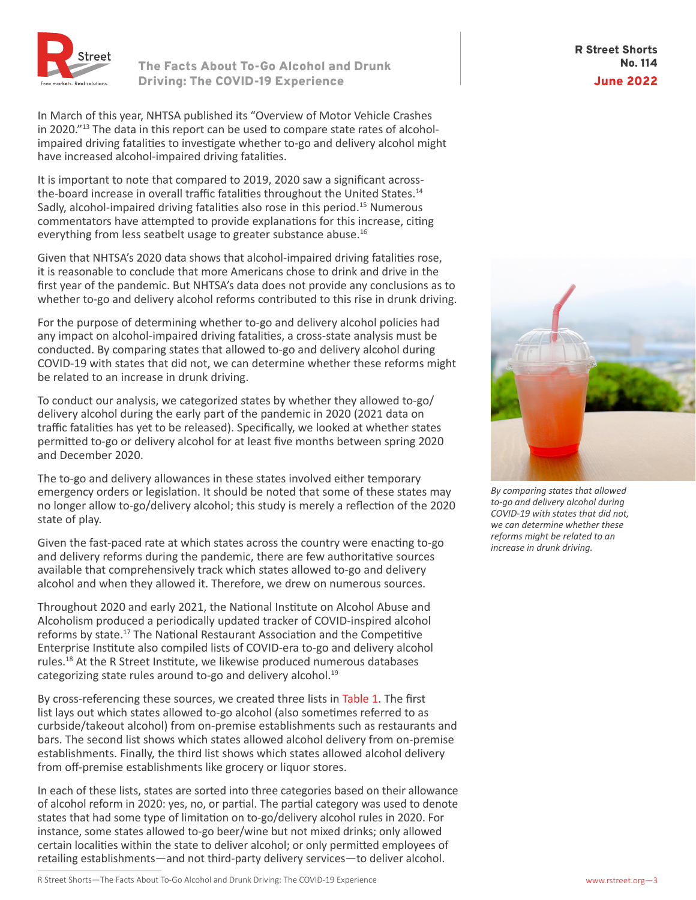In March of this year, NHTSA published its "Overview of Motor Vehicle Crashes in 2020."[13] The data in this report can be used to compare state rates of alcohol-impaired driving fatalities to investigate whether to-go and delivery alcohol might have increased alcohol-impaired driving fatalities.

It is important to note that compared to 2019, 2020 saw a significant across-the-board increase in overall traffic fatalities throughout the United States.[14] Sadly, alcohol-impaired driving fatalities also rose in this period.[15] Numerous commentators have attempted to provide explanations for this increase, citing everything from less seatbelt usage to greater substance abuse.[16]

Given that NHTSA's 2020 data shows that alcohol-impaired driving fatalities rose, it is reasonable to conclude that more Americans chose to drink and drive in the first year of the pandemic. But NHTSA's data does not provide any conclusions as to whether to-go and delivery alcohol reforms contributed to this rise in drunk driving.

For the purpose of determining whether to-go and delivery alcohol policies had any impact on alcohol-impaired driving fatalities, a cross-state analysis must be conducted. By comparing states that allowed to-go and delivery alcohol during COVID-19 with states that did not, we can determine whether these reforms might be related to an increase in drunk driving.

To conduct our analysis, we categorized states by whether they allowed to-go/delivery alcohol during the early part of the pandemic in 2020 (2021 data on traffic fatalities has yet to be released). Specifically, we looked at whether states permitted to-go or delivery alcohol for at least five months between spring 2020 and December 2020.

The to-go and delivery allowances in these states involved either temporary emergency orders or legislation. It should be noted that some of these states may no longer allow to-go/delivery alcohol; this study is merely a reflection of the 2020 state of play.

Given the fast-paced rate at which states across the country were enacting to-go and delivery reforms during the pandemic, there are few authoritative sources available that comprehensively track which states allowed to-go and delivery alcohol and when they allowed it. Therefore, we drew on numerous sources.

Throughout 2020 and early 2021, the National Institute on Alcohol Abuse and Alcoholism produced a periodically updated tracker of COVID-inspired alcohol reforms by state.[17] The National Restaurant Association and the Competitive Enterprise Institute also compiled lists of COVID-era to-go and delivery alcohol rules.[18] At the R Street Institute, we likewise produced numerous databases categorizing state rules around to-go and delivery alcohol.[19]

By cross-referencing these sources, we created three lists in Table 1. The first list lays out which states allowed to-go alcohol (also sometimes referred to as curbside/takeout alcohol) from on-premise establishments such as restaurants and bars. The second list shows which states allowed alcohol delivery from on-premise establishments. Finally, the third list shows which states allowed alcohol delivery from off-premise establishments like grocery or liquor stores.

In each of these lists, states are sorted into three categories based on their allowance of alcohol reform in 2020: yes, no, or partial. The partial category was used to denote states that had some type of limitation on to-go/delivery alcohol rules in 2020. For instance, some states allowed to-go beer/wine but not mixed drinks; only allowed certain localities within the state to deliver alcohol; or only permitted employees of retailing establishments—and not third-party delivery services—to deliver alcohol.

*By comparing states that allowed to-go and delivery alcohol during COVID-19 with states that did not, we can determine whether these reforms might be related to an increase in drunk driving.*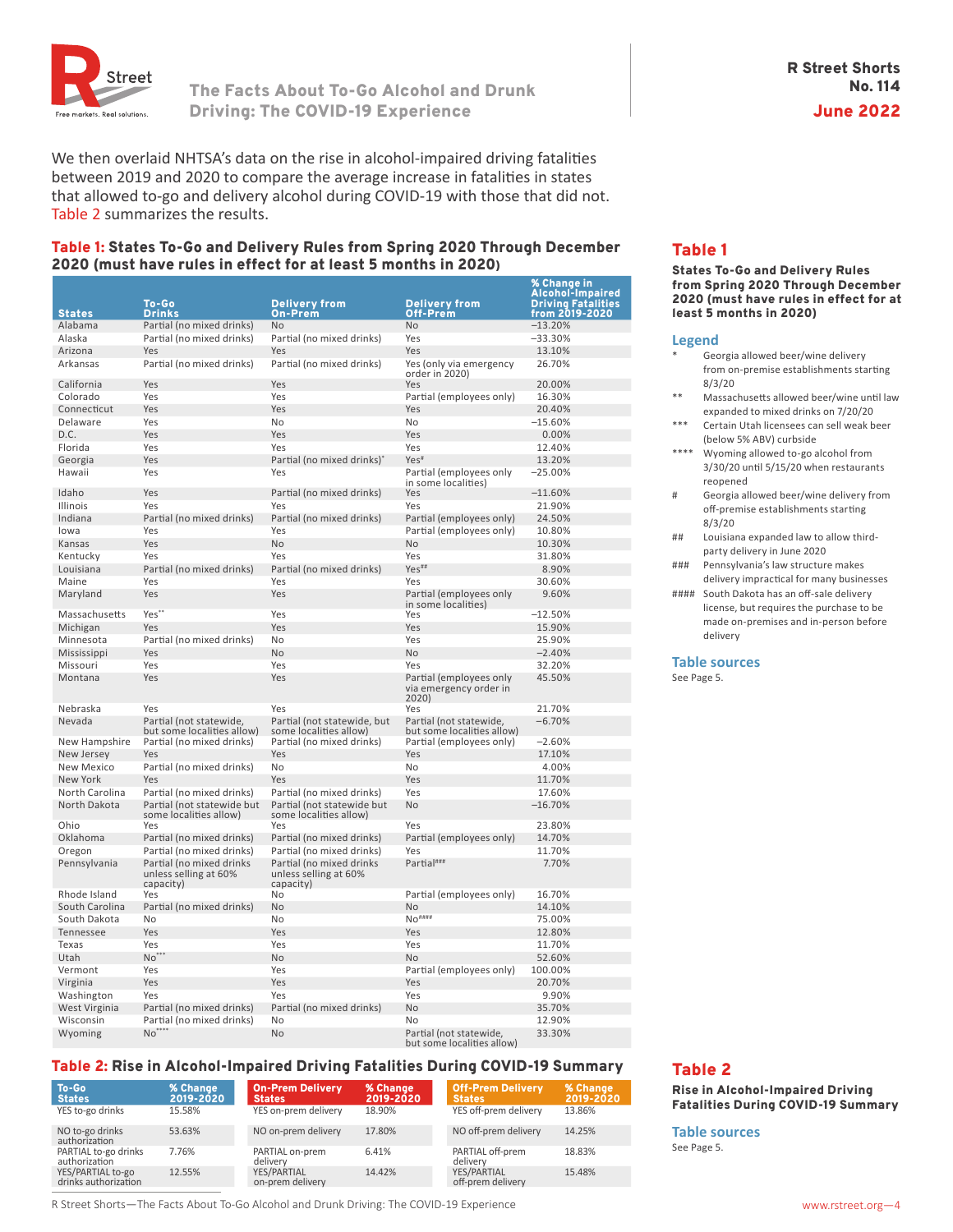We then overlaid NHTSA's data on the rise in alcohol-impaired driving fatalities between 2019 and 2020 to compare the average increase in fatalities in states that allowed to-go and delivery alcohol during COVID-19 with those that did not. Table 2 summarizes the results.

### Table 1: States To-Go and Delivery Rules from Spring 2020 Through December 2020 (must have rules in effect for at least 5 months in 2020)

| States | To-Go Drinks | Delivery from On-Prem | Delivery from Off-Prem | % Change in Alcohol-Impaired Driving Fatalities from 2019-2020 |
|---|---|---|---|---|
| Alabama | Partial (no mixed drinks) | No | No | −13.20% |
| Alaska | Partial (no mixed drinks) | Partial (no mixed drinks) | Yes | −33.30% |
| Arizona | Yes | Yes | Yes | 13.10% |
| Arkansas | Partial (no mixed drinks) | Partial (no mixed drinks) | Yes (only via emergency order in 2020) | 26.70% |
| California | Yes | Yes | Yes | 20.00% |
| Colorado | Yes | Yes | Partial (employees only) | 16.30% |
| Connecticut | Yes | Yes | Yes | 20.40% |
| Delaware | Yes | No | No | −15.60% |
| D.C. | Yes | Yes | Yes | 0.00% |
| Florida | Yes | Yes | Yes | 12.40% |
| Georgia | Yes | Partial (no mixed drinks)* | Yes# | 13.20% |
| Hawaii | Yes | Yes | Partial (employees only in some localities) | −25.00% |
| Idaho | Yes | Partial (no mixed drinks) | Yes | −11.60% |
| Illinois | Yes | Yes | Yes | 21.90% |
| Indiana | Partial (no mixed drinks) | Partial (no mixed drinks) | Partial (employees only) | 24.50% |
| Iowa | Yes | Yes | Partial (employees only) | 10.80% |
| Kansas | Yes | No | No | 10.30% |
| Kentucky | Yes | Yes | Yes | 31.80% |
| Louisiana | Partial (no mixed drinks) | Partial (no mixed drinks) | Yes## | 8.90% |
| Maine | Yes | Yes | Yes | 30.60% |
| Maryland | Yes | Yes | Partial (employees only in some localities) | 9.60% |
| Massachusetts | Yes** | Yes | Yes | −12.50% |
| Michigan | Yes | Yes | Yes | 15.90% |
| Minnesota | Partial (no mixed drinks) | No | Yes | 25.90% |
| Mississippi | Yes | No | No | −2.40% |
| Missouri | Yes | Yes | Yes | 32.20% |
| Montana | Yes | Yes | Partial (employees only via emergency order in 2020) | 45.50% |
| Nebraska | Yes | Yes | Yes | 21.70% |
| Nevada | Partial (not statewide, but some localities allow) | Partial (not statewide, but some localities allow) | Partial (not statewide, but some localities allow) | −6.70% |
| New Hampshire | Partial (no mixed drinks) | Partial (no mixed drinks) | Partial (employees only) | −2.60% |
| New Jersey | Yes | Yes | Yes | 17.10% |
| New Mexico | Partial (no mixed drinks) | No | No | 4.00% |
| New York | Yes | Yes | Yes | 11.70% |
| North Carolina | Partial (no mixed drinks) | Partial (no mixed drinks) | Yes | 17.60% |
| North Dakota | Partial (not statewide but some localities allow) | Partial (not statewide but some localities allow) | No | −16.70% |
| Ohio | Yes | Yes | Yes | 23.80% |
| Oklahoma | Partial (no mixed drinks) | Partial (no mixed drinks) | Partial (employees only) | 14.70% |
| Oregon | Partial (no mixed drinks) | Partial (no mixed drinks) | Yes | 11.70% |
| Pennsylvania | Partial (no mixed drinks unless selling at 60% capacity) | Partial (no mixed drinks unless selling at 60% capacity) | Partial### | 7.70% |
| Rhode Island | Yes | No | Partial (employees only) | 16.70% |
| South Carolina | Partial (no mixed drinks) | No | No | 14.10% |
| South Dakota | No | No | No#### | 75.00% |
| Tennessee | Yes | Yes | Yes | 12.80% |
| Texas | Yes | Yes | Yes | 11.70% |
| Utah | No*** | No | No | 52.60% |
| Vermont | Yes | Yes | Partial (employees only) | 100.00% |
| Virginia | Yes | Yes | Yes | 20.70% |
| Washington | Yes | Yes | Yes | 9.90% |
| West Virginia | Partial (no mixed drinks) | Partial (no mixed drinks) | No | 35.70% |
| Wisconsin | Partial (no mixed drinks) | No | No | 12.90% |
| Wyoming | No**** | No | Partial (not statewide, but some localities allow) | 33.30% |

### Table 2: Rise in Alcohol-Impaired Driving Fatalities During COVID-19 Summary

| To-Go States | % Change 2019-2020 | On-Prem Delivery States | % Change 2019-2020 | Off-Prem Delivery States | % Change 2019-2020 |
|---|---|---|---|---|---|
| YES to-go drinks | 15.58% | YES on-prem delivery | 18.90% | YES off-prem delivery | 13.86% |
| NO to-go drinks authorization | 53.63% | NO on-prem delivery | 17.80% | NO off-prem delivery | 14.25% |
| PARTIAL to-go drinks authorization | 7.76% | PARTIAL on-prem delivery | 6.41% | PARTIAL off-prem delivery | 18.83% |
| YES/PARTIAL to-go drinks authorization | 12.55% | YES/PARTIAL on-prem delivery | 14.42% | YES/PARTIAL off-prem delivery | 15.48% |

## Table 1

**States To-Go and Delivery Rules from Spring 2020 Through December 2020 (must have rules in effect for at least 5 months in 2020)**

### Legend

- \* Georgia allowed beer/wine delivery from on-premise establishments starting 8/3/20
- \*\* Massachusetts allowed beer/wine until law expanded to mixed drinks on 7/20/20
- \*\*\* Certain Utah licensees can sell weak beer (below 5% ABV) curbside
- \*\*\*\* Wyoming allowed to-go alcohol from 3/30/20 until 5/15/20 when restaurants reopened
- # Georgia allowed beer/wine delivery from off-premise establishments starting 8/3/20
- ## Louisiana expanded law to allow third-party delivery in June 2020
- ### Pennsylvania's law structure makes delivery impractical for many businesses
- #### South Dakota has an off-sale delivery license, but requires the purchase to be made on-premises and in-person before delivery

### Table sources

See Page 5.

## Table 2

**Rise in Alcohol-Impaired Driving Fatalities During COVID-19 Summary**

### Table sources

See Page 5.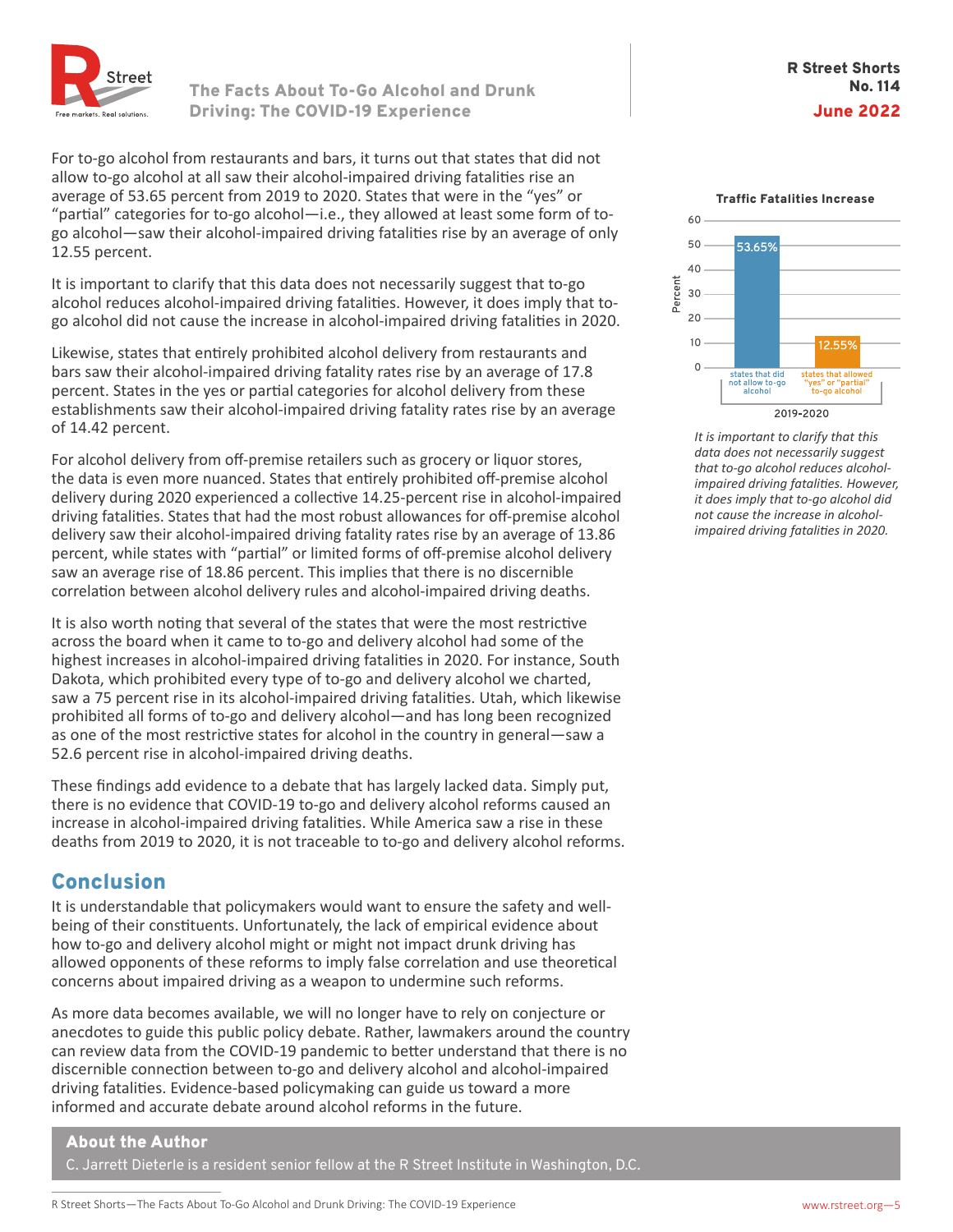For to-go alcohol from restaurants and bars, it turns out that states that did not allow to-go alcohol at all saw their alcohol-impaired driving fatalities rise an average of 53.65 percent from 2019 to 2020. States that were in the "yes" or "partial" categories for to-go alcohol—i.e., they allowed at least some form of to-go alcohol—saw their alcohol-impaired driving fatalities rise by an average of only 12.55 percent.

It is important to clarify that this data does not necessarily suggest that to-go alcohol reduces alcohol-impaired driving fatalities. However, it does imply that to-go alcohol did not cause the increase in alcohol-impaired driving fatalities in 2020.

Likewise, states that entirely prohibited alcohol delivery from restaurants and bars saw their alcohol-impaired driving fatality rates rise by an average of 17.8 percent. States in the yes or partial categories for alcohol delivery from these establishments saw their alcohol-impaired driving fatality rates rise by an average of 14.42 percent.

For alcohol delivery from off-premise retailers such as grocery or liquor stores, the data is even more nuanced. States that entirely prohibited off-premise alcohol delivery during 2020 experienced a collective 14.25-percent rise in alcohol-impaired driving fatalities. States that had the most robust allowances for off-premise alcohol delivery saw their alcohol-impaired driving fatality rates rise by an average of 13.86 percent, while states with "partial" or limited forms of off-premise alcohol delivery saw an average rise of 18.86 percent. This implies that there is no discernible correlation between alcohol delivery rules and alcohol-impaired driving deaths.

It is also worth noting that several of the states that were the most restrictive across the board when it came to to-go and delivery alcohol had some of the highest increases in alcohol-impaired driving fatalities in 2020. For instance, South Dakota, which prohibited every type of to-go and delivery alcohol we charted, saw a 75 percent rise in its alcohol-impaired driving fatalities. Utah, which likewise prohibited all forms of to-go and delivery alcohol—and has long been recognized as one of the most restrictive states for alcohol in the country in general—saw a 52.6 percent rise in alcohol-impaired driving deaths.

These findings add evidence to a debate that has largely lacked data. Simply put, there is no evidence that COVID-19 to-go and delivery alcohol reforms caused an increase in alcohol-impaired driving fatalities. While America saw a rise in these deaths from 2019 to 2020, it is not traceable to to-go and delivery alcohol reforms.

**Traffic Fatalities Increase**

| 2019-2020 | Percent |
| --- | --- |
| states that did not allow to-go alcohol | 53.65% |
| states that allowed "yes" or "partial" to-go alcohol | 12.55% |

*It is important to clarify that this data does not necessarily suggest that to-go alcohol reduces alcohol-impaired driving fatalities. However, it does imply that to-go alcohol did not cause the increase in alcohol-impaired driving fatalities in 2020.*

## Conclusion

It is understandable that policymakers would want to ensure the safety and well-being of their constituents. Unfortunately, the lack of empirical evidence about how to-go and delivery alcohol might or might not impact drunk driving has allowed opponents of these reforms to imply false correlation and use theoretical concerns about impaired driving as a weapon to undermine such reforms.

As more data becomes available, we will no longer have to rely on conjecture or anecdotes to guide this public policy debate. Rather, lawmakers around the country can review data from the COVID-19 pandemic to better understand that there is no discernible connection between to-go and delivery alcohol and alcohol-impaired driving fatalities. Evidence-based policymaking can guide us toward a more informed and accurate debate around alcohol reforms in the future.

### About the Author

C. Jarrett Dieterle is a resident senior fellow at the R Street Institute in Washington, D.C.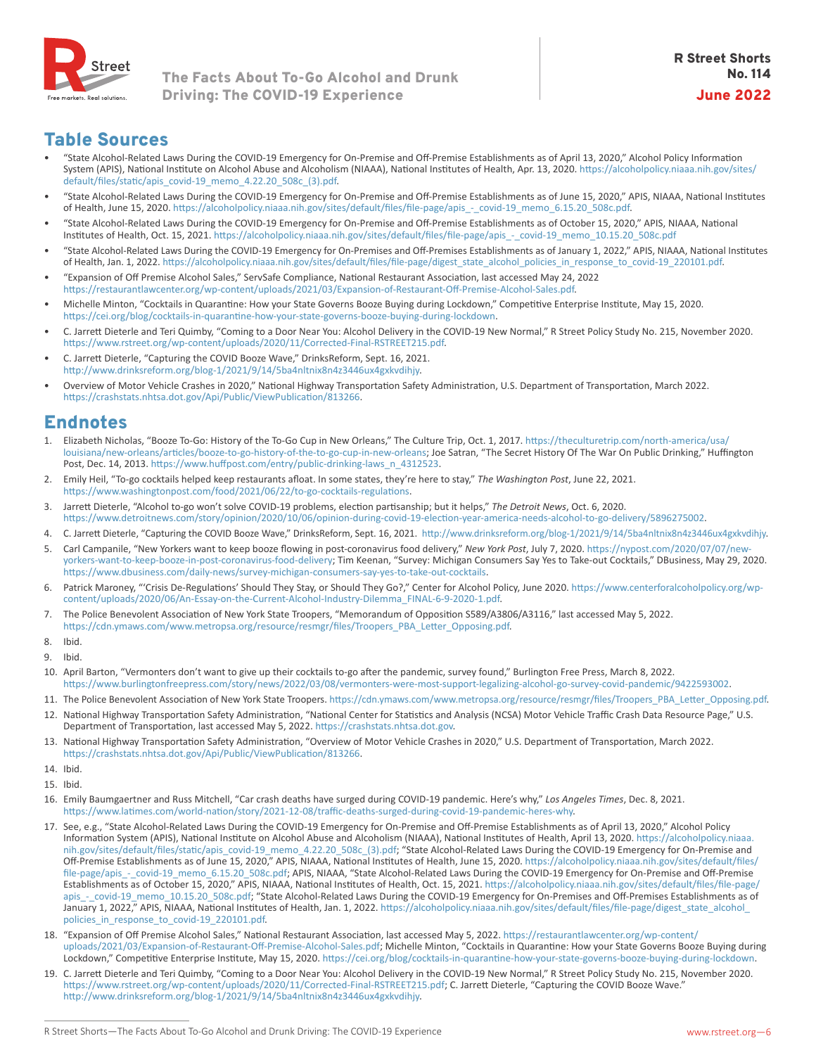## Table Sources

- "State Alcohol-Related Laws During the COVID-19 Emergency for On-Premise and Off-Premise Establishments as of April 13, 2020," Alcohol Policy Information System (APIS), National Institute on Alcohol Abuse and Alcoholism (NIAAA), National Institutes of Health, Apr. 13, 2020. https://alcoholpolicy.niaaa.nih.gov/sites/default/files/static/apis_covid-19_memo_4.22.20_508c_(3).pdf.
- "State Alcohol-Related Laws During the COVID-19 Emergency for On-Premise and Off-Premise Establishments as of June 15, 2020," APIS, NIAAA, National Institutes of Health, June 15, 2020. https://alcoholpolicy.niaaa.nih.gov/sites/default/files/file-page/apis_-_covid-19_memo_6.15.20_508c.pdf.
- "State Alcohol-Related Laws During the COVID-19 Emergency for On-Premise and Off-Premise Establishments as of October 15, 2020," APIS, NIAAA, National Institutes of Health, Oct. 15, 2021. https://alcoholpolicy.niaaa.nih.gov/sites/default/files/file-page/apis_-_covid-19_memo_10.15.20_508c.pdf
- "State Alcohol-Related Laws During the COVID-19 Emergency for On-Premises and Off-Premises Establishments as of January 1, 2022," APIS, NIAAA, National Institutes of Health, Jan. 1, 2022. https://alcoholpolicy.niaaa.nih.gov/sites/default/files/file-page/digest_state_alcohol_policies_in_response_to_covid-19_220101.pdf.
- "Expansion of Off Premise Alcohol Sales," ServSafe Compliance, National Restaurant Association, last accessed May 24, 2022 https://restaurantlawcenter.org/wp-content/uploads/2021/03/Expansion-of-Restaurant-Off-Premise-Alcohol-Sales.pdf.
- Michelle Minton, "Cocktails in Quarantine: How your State Governs Booze Buying during Lockdown," Competitive Enterprise Institute, May 15, 2020. https://cei.org/blog/cocktails-in-quarantine-how-your-state-governs-booze-buying-during-lockdown.
- C. Jarrett Dieterle and Teri Quimby, "Coming to a Door Near You: Alcohol Delivery in the COVID-19 New Normal," R Street Policy Study No. 215, November 2020. https://www.rstreet.org/wp-content/uploads/2020/11/Corrected-Final-RSTREET215.pdf.
- C. Jarrett Dieterle, "Capturing the COVID Booze Wave," DrinksReform, Sept. 16, 2021. http://www.drinksreform.org/blog-1/2021/9/14/5ba4nltnix8n4z3446ux4gxkvdihjy.
- Overview of Motor Vehicle Crashes in 2020," National Highway Transportation Safety Administration, U.S. Department of Transportation, March 2022. https://crashstats.nhtsa.dot.gov/Api/Public/ViewPublication/813266.

## Endnotes

1. Elizabeth Nicholas, "Booze To-Go: History of the To-Go Cup in New Orleans," The Culture Trip, Oct. 1, 2017. https://theculturetrip.com/north-america/usa/louisiana/new-orleans/articles/booze-to-go-history-of-the-to-go-cup-in-new-orleans; Joe Satran, "The Secret History Of The War On Public Drinking," Huffington Post, Dec. 14, 2013. https://www.huffpost.com/entry/public-drinking-laws_n_4312523.
2. Emily Heil, "To-go cocktails helped keep restaurants afloat. In some states, they're here to stay," *The Washington Post*, June 22, 2021. https://www.washingtonpost.com/food/2021/06/22/to-go-cocktails-regulations.
3. Jarrett Dieterle, "Alcohol to-go won't solve COVID-19 problems, election partisanship; but it helps," *The Detroit News*, Oct. 6, 2020. https://www.detroitnews.com/story/opinion/2020/10/06/opinion-during-covid-19-election-year-america-needs-alcohol-to-go-delivery/5896275002.
4. C. Jarrett Dieterle, "Capturing the COVID Booze Wave," DrinksReform, Sept. 16, 2021. http://www.drinksreform.org/blog-1/2021/9/14/5ba4nltnix8n4z3446ux4gxkvdihjy.
5. Carl Campanile, "New Yorkers want to keep booze flowing in post-coronavirus food delivery," *New York Post*, July 7, 2020. https://nypost.com/2020/07/07/new-yorkers-want-to-keep-booze-in-post-coronavirus-food-delivery; Tim Keenan, "Survey: Michigan Consumers Say Yes to Take-out Cocktails," DBusiness, May 29, 2020. https://www.dbusiness.com/daily-news/survey-michigan-consumers-say-yes-to-take-out-cocktails.
6. Patrick Maroney, "'Crisis De-Regulations' Should They Stay, or Should They Go?," Center for Alcohol Policy, June 2020. https://www.centerforalcoholpolicy.org/wp-content/uploads/2020/06/An-Essay-on-the-Current-Alcohol-Industry-Dilemma_FINAL-6-9-2020-1.pdf.
7. The Police Benevolent Association of New York State Troopers, "Memorandum of Opposition S589/A3806/A3116," last accessed May 5, 2022. https://cdn.ymaws.com/www.metropsa.org/resource/resmgr/files/Troopers_PBA_Letter_Opposing.pdf.
8. Ibid.
9. Ibid.
10. April Barton, "Vermonters don't want to give up their cocktails to-go after the pandemic, survey found," Burlington Free Press, March 8, 2022. https://www.burlingtonfreepress.com/story/news/2022/03/08/vermonters-were-most-support-legalizing-alcohol-go-survey-covid-pandemic/9422593002.
11. The Police Benevolent Association of New York State Troopers. https://cdn.ymaws.com/www.metropsa.org/resource/resmgr/files/Troopers_PBA_Letter_Opposing.pdf.
12. National Highway Transportation Safety Administration, "National Center for Statistics and Analysis (NCSA) Motor Vehicle Traffic Crash Data Resource Page," U.S. Department of Transportation, last accessed May 5, 2022. https://crashstats.nhtsa.dot.gov.
13. National Highway Transportation Safety Administration, "Overview of Motor Vehicle Crashes in 2020," U.S. Department of Transportation, March 2022. https://crashstats.nhtsa.dot.gov/Api/Public/ViewPublication/813266.
14. Ibid.
15. Ibid.
16. Emily Baumgaertner and Russ Mitchell, "Car crash deaths have surged during COVID-19 pandemic. Here's why," *Los Angeles Times*, Dec. 8, 2021. https://www.latimes.com/world-nation/story/2021-12-08/traffic-deaths-surged-during-covid-19-pandemic-heres-why.
17. See, e.g., "State Alcohol-Related Laws During the COVID-19 Emergency for On-Premise and Off-Premise Establishments as of April 13, 2020," Alcohol Policy Information System (APIS), National Institute on Alcohol Abuse and Alcoholism (NIAAA), National Institutes of Health, April 13, 2020. https://alcoholpolicy.niaaa.nih.gov/sites/default/files/static/apis_covid-19_memo_4.22.20_508c_(3).pdf; "State Alcohol-Related Laws During the COVID-19 Emergency for On-Premise and Off-Premise Establishments as of June 15, 2020," APIS, NIAAA, National Institutes of Health, June 15, 2020. https://alcoholpolicy.niaaa.nih.gov/sites/default/files/file-page/apis_-_covid-19_memo_6.15.20_508c.pdf; APIS, NIAAA, "State Alcohol-Related Laws During the COVID-19 Emergency for On-Premise and Off-Premise Establishments as of October 15, 2020," APIS, NIAAA, National Institutes of Health, Oct. 15, 2021. https://alcoholpolicy.niaaa.nih.gov/sites/default/files/file-page/apis_-_covid-19_memo_10.15.20_508c.pdf; "State Alcohol-Related Laws During the COVID-19 Emergency for On-Premises and Off-Premises Establishments as of January 1, 2022," APIS, NIAAA, National Institutes of Health, Jan. 1, 2022. https://alcoholpolicy.niaaa.nih.gov/sites/default/files/file-page/digest_state_alcohol_policies_in_response_to_covid-19_220101.pdf.
18. "Expansion of Off Premise Alcohol Sales," National Restaurant Association, last accessed May 5, 2022. https://restaurantlawcenter.org/wp-content/uploads/2021/03/Expansion-of-Restaurant-Off-Premise-Alcohol-Sales.pdf; Michelle Minton, "Cocktails in Quarantine: How your State Governs Booze Buying during Lockdown," Competitive Enterprise Institute, May 15, 2020. https://cei.org/blog/cocktails-in-quarantine-how-your-state-governs-booze-buying-during-lockdown.
19. C. Jarrett Dieterle and Teri Quimby, "Coming to a Door Near You: Alcohol Delivery in the COVID-19 New Normal," R Street Policy Study No. 215, November 2020. https://www.rstreet.org/wp-content/uploads/2020/11/Corrected-Final-RSTREET215.pdf; C. Jarrett Dieterle, "Capturing the COVID Booze Wave." http://www.drinksreform.org/blog-1/2021/9/14/5ba4nltnix8n4z3446ux4gxkvdihjy.